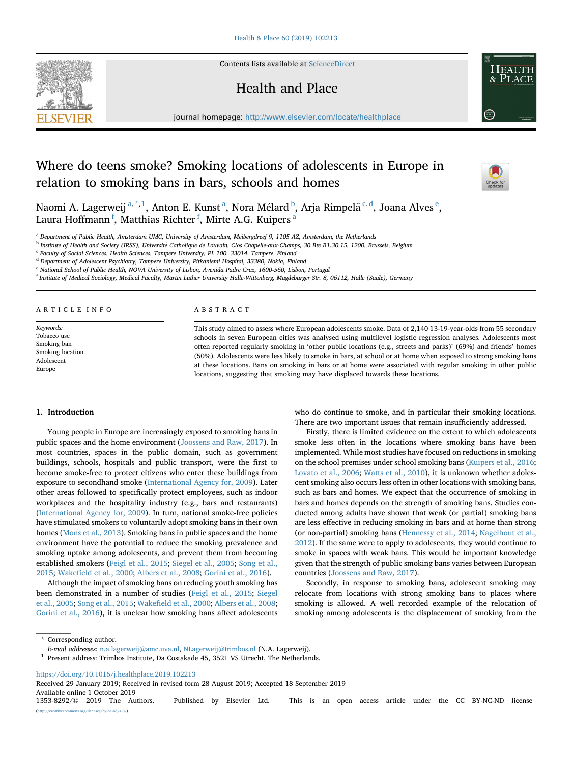# Where do teens smoke? Smoking locations of adolescents in Europe in relation to smoking bans in bars, schools and homes

Naomi A. Lagerweij[a,*,1], Anton E. Kunst[a], Nora Mélard[b], Arja Rimpelä[c,d], Joana Alves[e], Laura Hoffmann[f], Matthias Richter[f], Mirte A.G. Kuipers[a]

[a] Department of Public Health, Amsterdam UMC, University of Amsterdam, Meibergdreef 9, 1105 AZ, Amsterdam, the Netherlands
[b] Institute of Health and Society (IRSS), Université Catholique de Louvain, Clos Chapelle-aux-Champs, 30 Bte B1.30.15, 1200, Brussels, Belgium
[c] Faculty of Social Sciences, Health Sciences, Tampere University, PL 100, 33014, Tampere, Finland
[d] Department of Adolescent Psychiatry, Tampere University, Pitkäniemi Hospital, 33380, Nokia, Finland
[e] National School of Public Health, NOVA University of Lisbon, Avenida Padre Cruz, 1600-560, Lisbon, Portugal
[f] Institute of Medical Sociology, Medical Faculty, Martin Luther University Halle-Wittenberg, Magdeburger Str. 8, 06112, Halle (Saale), Germany

## ARTICLE INFO

*Keywords:*
Tobacco use
Smoking ban
Smoking location
Adolescent
Europe

## ABSTRACT

This study aimed to assess where European adolescents smoke. Data of 2,140 13-19-year-olds from 55 secondary schools in seven European cities was analysed using multilevel logistic regression analyses. Adolescents most often reported regularly smoking in 'other public locations (e.g., streets and parks)' (69%) and friends' homes (50%). Adolescents were less likely to smoke in bars, at school or at home when exposed to strong smoking bans at these locations. Bans on smoking in bars or at home were associated with regular smoking in other public locations, suggesting that smoking may have displaced towards these locations.

## 1. Introduction

Young people in Europe are increasingly exposed to smoking bans in public spaces and the home environment (Joossens and Raw, 2017). In most countries, spaces in the public domain, such as government buildings, schools, hospitals and public transport, were the first to become smoke-free to protect citizens who enter these buildings from exposure to secondhand smoke (International Agency for, 2009). Later other areas followed to specifically protect employees, such as indoor workplaces and the hospitality industry (e.g., bars and restaurants) (International Agency for, 2009). In turn, national smoke-free policies have stimulated smokers to voluntarily adopt smoking bans in their own homes (Mons et al., 2013). Smoking bans in public spaces and the home environment have the potential to reduce the smoking prevalence and smoking uptake among adolescents, and prevent them from becoming established smokers (Feigl et al., 2015; Siegel et al., 2005; Song et al., 2015; Wakefield et al., 2000; Albers et al., 2008; Gorini et al., 2016).

Although the impact of smoking bans on reducing youth smoking has been demonstrated in a number of studies (Feigl et al., 2015; Siegel et al., 2005; Song et al., 2015; Wakefield et al., 2000; Albers et al., 2008; Gorini et al., 2016), it is unclear how smoking bans affect adolescents who do continue to smoke, and in particular their smoking locations. There are two important issues that remain insufficiently addressed.

Firstly, there is limited evidence on the extent to which adolescents smoke less often in the locations where smoking bans have been implemented. While most studies have focused on reductions in smoking on the school premises under school smoking bans (Kuipers et al., 2016; Lovato et al., 2006; Watts et al., 2010), it is unknown whether adolescent smoking also occurs less often in other locations with smoking bans, such as bars and homes. We expect that the occurrence of smoking in bars and homes depends on the strength of smoking bans. Studies conducted among adults have shown that weak (or partial) smoking bans are less effective in reducing smoking in bars and at home than strong (or non-partial) smoking bans (Hennessy et al., 2014; Nagelhout et al., 2012). If the same were to apply to adolescents, they would continue to smoke in spaces with weak bans. This would be important knowledge given that the strength of public smoking bans varies between European countries (Joossens and Raw, 2017).

Secondly, in response to smoking bans, adolescent smoking may relocate from locations with strong smoking bans to places where smoking is allowed. A well recorded example of the relocation of smoking among adolescents is the displacement of smoking from the

---

\* Corresponding author.
*E-mail addresses:* n.a.lagerweij@amc.uva.nl, NLagerweij@trimbos.nl (N.A. Lagerweij).
[1] Present address: Trimbos Institute, Da Costakade 45, 3521 VS Utrecht, The Netherlands.

https://doi.org/10.1016/j.healthplace.2019.102213
Received 29 January 2019; Received in revised form 28 August 2019; Accepted 18 September 2019
Available online 1 October 2019
1353-8292/© 2019 The Authors. Published by Elsevier Ltd. This is an open access article under the CC BY-NC-ND license (http://creativecommons.org/licenses/by-nc-nd/4.0/).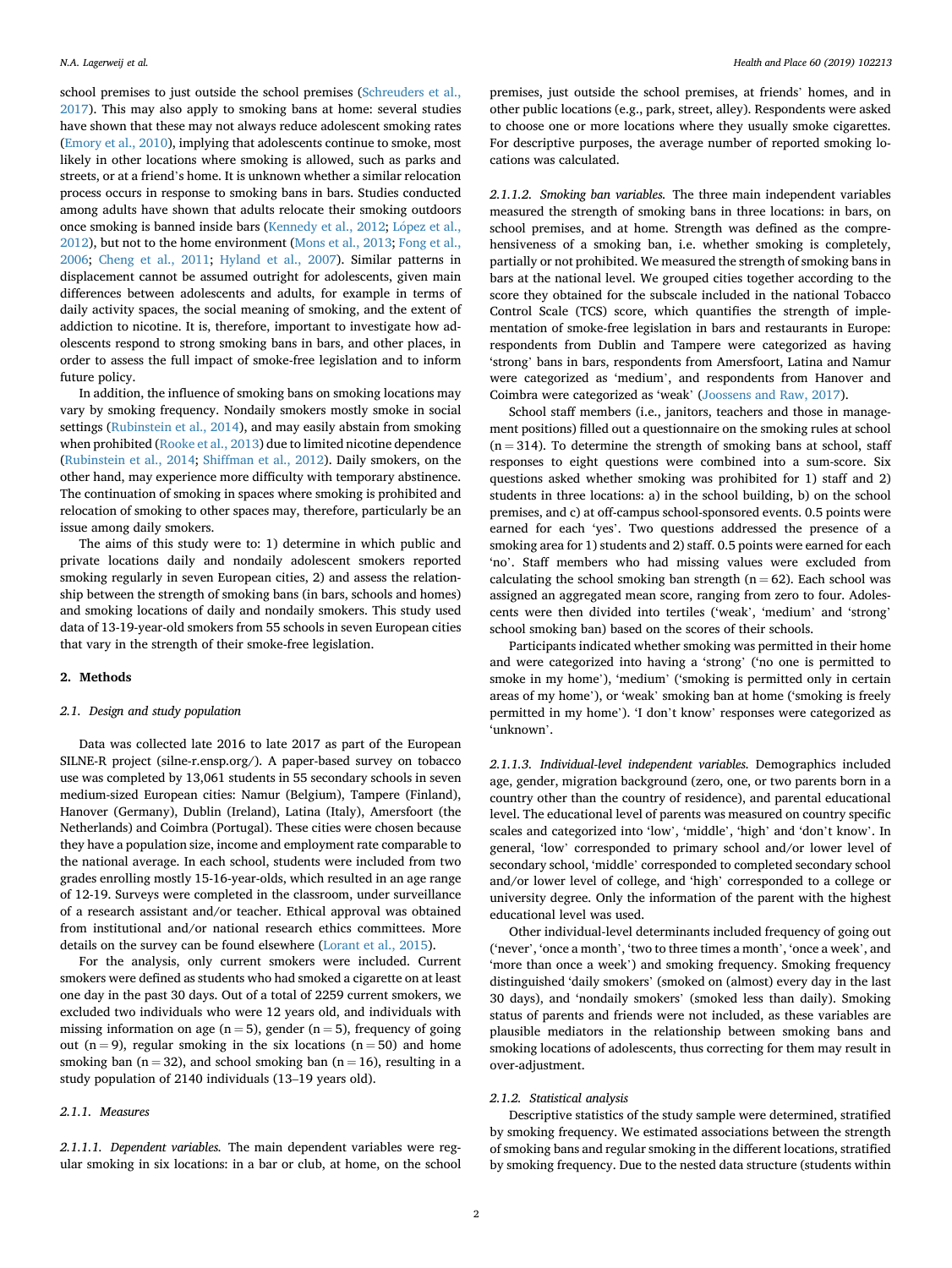school premises to just outside the school premises (Schreuders et al., 2017). This may also apply to smoking bans at home: several studies have shown that these may not always reduce adolescent smoking rates (Emory et al., 2010), implying that adolescents continue to smoke, most likely in other locations where smoking is allowed, such as parks and streets, or at a friend's home. It is unknown whether a similar relocation process occurs in response to smoking bans in bars. Studies conducted among adults have shown that adults relocate their smoking outdoors once smoking is banned inside bars (Kennedy et al., 2012; López et al., 2012), but not to the home environment (Mons et al., 2013; Fong et al., 2006; Cheng et al., 2011; Hyland et al., 2007). Similar patterns in displacement cannot be assumed outright for adolescents, given main differences between adolescents and adults, for example in terms of daily activity spaces, the social meaning of smoking, and the extent of addiction to nicotine. It is, therefore, important to investigate how adolescents respond to strong smoking bans in bars, and other places, in order to assess the full impact of smoke-free legislation and to inform future policy.

In addition, the influence of smoking bans on smoking locations may vary by smoking frequency. Nondaily smokers mostly smoke in social settings (Rubinstein et al., 2014), and may easily abstain from smoking when prohibited (Rooke et al., 2013) due to limited nicotine dependence (Rubinstein et al., 2014; Shiffman et al., 2012). Daily smokers, on the other hand, may experience more difficulty with temporary abstinence. The continuation of smoking in spaces where smoking is prohibited and relocation of smoking to other spaces may, therefore, particularly be an issue among daily smokers.

The aims of this study were to: 1) determine in which public and private locations daily and nondaily adolescent smokers reported smoking regularly in seven European cities, 2) and assess the relationship between the strength of smoking bans (in bars, schools and homes) and smoking locations of daily and nondaily smokers. This study used data of 13-19-year-old smokers from 55 schools in seven European cities that vary in the strength of their smoke-free legislation.

## 2. Methods

### 2.1. Design and study population

Data was collected late 2016 to late 2017 as part of the European SILNE-R project (silne-r.ensp.org/). A paper-based survey on tobacco use was completed by 13,061 students in 55 secondary schools in seven medium-sized European cities: Namur (Belgium), Tampere (Finland), Hanover (Germany), Dublin (Ireland), Latina (Italy), Amersfoort (the Netherlands) and Coimbra (Portugal). These cities were chosen because they have a population size, income and employment rate comparable to the national average. In each school, students were included from two grades enrolling mostly 15-16-year-olds, which resulted in an age range of 12-19. Surveys were completed in the classroom, under surveillance of a research assistant and/or teacher. Ethical approval was obtained from institutional and/or national research ethics committees. More details on the survey can be found elsewhere (Lorant et al., 2015).

For the analysis, only current smokers were included. Current smokers were defined as students who had smoked a cigarette on at least one day in the past 30 days. Out of a total of 2259 current smokers, we excluded two individuals who were 12 years old, and individuals with missing information on age (n = 5), gender (n = 5), frequency of going out (n = 9), regular smoking in the six locations (n = 50) and home smoking ban (n = 32), and school smoking ban (n = 16), resulting in a study population of 2140 individuals (13–19 years old).

### 2.1.1. Measures

*2.1.1.1. Dependent variables.* The main dependent variables were regular smoking in six locations: in a bar or club, at home, on the school premises, just outside the school premises, at friends' homes, and in other public locations (e.g., park, street, alley). Respondents were asked to choose one or more locations where they usually smoke cigarettes. For descriptive purposes, the average number of reported smoking locations was calculated.

*2.1.1.2. Smoking ban variables.* The three main independent variables measured the strength of smoking bans in three locations: in bars, on school premises, and at home. Strength was defined as the comprehensiveness of a smoking ban, i.e. whether smoking is completely, partially or not prohibited. We measured the strength of smoking bans in bars at the national level. We grouped cities together according to the score they obtained for the subscale included in the national Tobacco Control Scale (TCS) score, which quantifies the strength of implementation of smoke-free legislation in bars and restaurants in Europe: respondents from Dublin and Tampere were categorized as having 'strong' bans in bars, respondents from Amersfoort, Latina and Namur were categorized as 'medium', and respondents from Hanover and Coimbra were categorized as 'weak' (Joossens and Raw, 2017).

School staff members (i.e., janitors, teachers and those in management positions) filled out a questionnaire on the smoking rules at school (n = 314). To determine the strength of smoking bans at school, staff responses to eight questions were combined into a sum-score. Six questions asked whether smoking was prohibited for 1) staff and 2) students in three locations: a) in the school building, b) on the school premises, and c) at off-campus school-sponsored events. 0.5 points were earned for each 'yes'. Two questions addressed the presence of a smoking area for 1) students and 2) staff. 0.5 points were earned for each 'no'. Staff members who had missing values were excluded from calculating the school smoking ban strength (n = 62). Each school was assigned an aggregated mean score, ranging from zero to four. Adolescents were then divided into tertiles ('weak', 'medium' and 'strong' school smoking ban) based on the scores of their schools.

Participants indicated whether smoking was permitted in their home and were categorized into having a 'strong' ('no one is permitted to smoke in my home'), 'medium' ('smoking is permitted only in certain areas of my home'), or 'weak' smoking ban at home ('smoking is freely permitted in my home'). 'I don't know' responses were categorized as 'unknown'.

*2.1.1.3. Individual-level independent variables.* Demographics included age, gender, migration background (zero, one, or two parents born in a country other than the country of residence), and parental educational level. The educational level of parents was measured on country specific scales and categorized into 'low', 'middle', 'high' and 'don't know'. In general, 'low' corresponded to primary school and/or lower level of secondary school, 'middle' corresponded to completed secondary school and/or lower level of college, and 'high' corresponded to a college or university degree. Only the information of the parent with the highest educational level was used.

Other individual-level determinants included frequency of going out ('never', 'once a month', 'two to three times a month', 'once a week', and 'more than once a week') and smoking frequency. Smoking frequency distinguished 'daily smokers' (smoked on (almost) every day in the last 30 days), and 'nondaily smokers' (smoked less than daily). Smoking status of parents and friends were not included, as these variables are plausible mediators in the relationship between smoking bans and smoking locations of adolescents, thus correcting for them may result in over-adjustment.

### 2.1.2. Statistical analysis

Descriptive statistics of the study sample were determined, stratified by smoking frequency. We estimated associations between the strength of smoking bans and regular smoking in the different locations, stratified by smoking frequency. Due to the nested data structure (students within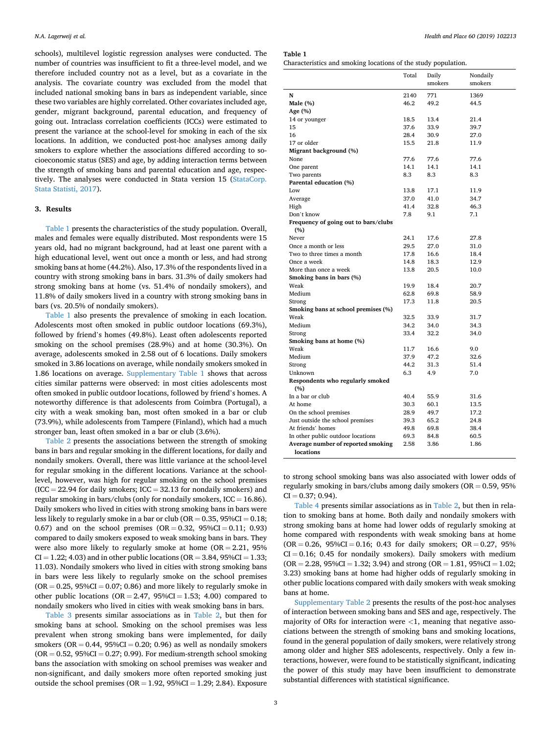schools), multilevel logistic regression analyses were conducted. The number of countries was insufficient to fit a three-level model, and we therefore included country not as a level, but as a covariate in the analysis. The covariate country was excluded from the model that included national smoking bans in bars as independent variable, since these two variables are highly correlated. Other covariates included age, gender, migrant background, parental education, and frequency of going out. Intraclass correlation coefficients (ICCs) were estimated to present the variance at the school-level for smoking in each of the six locations. In addition, we conducted post-hoc analyses among daily smokers to explore whether the associations differed according to socioeconomic status (SES) and age, by adding interaction terms between the strength of smoking bans and parental education and age, respectively. The analyses were conducted in Stata version 15 (StataCorp. Stata Statisti, 2017).

## 3. Results

Table 1 presents the characteristics of the study population. Overall, males and females were equally distributed. Most respondents were 15 years old, had no migrant background, had at least one parent with a high educational level, went out once a month or less, and had strong smoking bans at home (44.2%). Also, 17.3% of the respondents lived in a country with strong smoking bans in bars. 31.3% of daily smokers had strong smoking bans at home (vs. 51.4% of nondaily smokers), and 11.8% of daily smokers lived in a country with strong smoking bans in bars (vs. 20.5% of nondaily smokers).

Table 1 also presents the prevalence of smoking in each location. Adolescents most often smoked in public outdoor locations (69.3%), followed by friend's homes (49.8%). Least often adolescents reported smoking on the school premises (28.9%) and at home (30.3%). On average, adolescents smoked in 2.58 out of 6 locations. Daily smokers smoked in 3.86 locations on average, while nondaily smokers smoked in 1.86 locations on average. Supplementary Table 1 shows that across cities similar patterns were observed: in most cities adolescents most often smoked in public outdoor locations, followed by friend's homes. A noteworthy difference is that adolescents from Coimbra (Portugal), a city with a weak smoking ban, most often smoked in a bar or club (73.9%), while adolescents from Tampere (Finland), which had a much stronger ban, least often smoked in a bar or club (3.6%).

Table 2 presents the associations between the strength of smoking bans in bars and regular smoking in the different locations, for daily and nondaily smokers. Overall, there was little variance at the school-level for regular smoking in the different locations. Variance at the school-level, however, was high for regular smoking on the school premises (ICC = 22.94 for daily smokers; ICC = 32.13 for nondaily smokers) and regular smoking in bars/clubs (only for nondaily smokers, ICC = 16.86). Daily smokers who lived in cities with strong smoking bans in bars were less likely to regularly smoke in a bar or club (OR = 0.35, 95%CI = 0.18; 0.67) and on the school premises (OR = 0.32, 95%CI = 0.11; 0.93) compared to daily smokers exposed to weak smoking bans in bars. They were also more likely to regularly smoke at home (OR = 2.21, 95% CI = 1.22; 4.03) and in other public locations (OR = 3.84, 95%CI = 1.33; 11.03). Nondaily smokers who lived in cities with strong smoking bans in bars were less likely to regularly smoke on the school premises (OR = 0.25, 95%CI = 0.07; 0.86) and more likely to regularly smoke in other public locations (OR = 2.47, 95%CI = 1.53; 4.00) compared to nondaily smokers who lived in cities with weak smoking bans in bars.

Table 3 presents similar associations as in Table 2, but then for smoking bans at school. Smoking on the school premises was less prevalent when strong smoking bans were implemented, for daily smokers (OR = 0.44, 95%CI = 0.20; 0.96) as well as nondaily smokers (OR = 0.52, 95%CI = 0.27; 0.99). For medium-strength school smoking bans the association with smoking on school premises was weaker and non-significant, and daily smokers more often reported smoking just outside the school premises (OR = 1.92, 95%CI = 1.29; 2.84). Exposure to strong school smoking bans was also associated with lower odds of regularly smoking in bars/clubs among daily smokers (OR = 0.59, 95% CI = 0.37; 0.94).

Table 4 presents similar associations as in Table 2, but then in relation to smoking bans at home. Both daily and nondaily smokers with strong smoking bans at home had lower odds of regularly smoking at home compared with respondents with weak smoking bans at home (OR = 0.26, 95%CI = 0.16; 0.43 for daily smokers; OR = 0.27, 95% CI = 0.16; 0.45 for nondaily smokers). Daily smokers with medium (OR = 2.28, 95%CI = 1.32; 3.94) and strong (OR = 1.81, 95%CI = 1.02; 3.23) smoking bans at home had higher odds of regularly smoking in other public locations compared with daily smokers with weak smoking bans at home.

Supplementary Table 2 presents the results of the post-hoc analyses of interaction between smoking bans and SES and age, respectively. The majority of ORs for interaction were <1, meaning that negative associations between the strength of smoking bans and smoking locations, found in the general population of daily smokers, were relatively strong among older and higher SES adolescents, respectively. Only a few interactions, however, were found to be statistically significant, indicating the power of this study may have been insufficient to demonstrate substantial differences with statistical significance.

**Table 1**
Characteristics and smoking locations of the study population.

| | Total | Daily smokers | Nondaily smokers |
|---|---|---|---|
| **N** | 2140 | 771 | 1369 |
| **Male (%)** | 46.2 | 49.2 | 44.5 |
| **Age (%)** | | | |
| 14 or younger | 18.5 | 13.4 | 21.4 |
| 15 | 37.6 | 33.9 | 39.7 |
| 16 | 28.4 | 30.9 | 27.0 |
| 17 or older | 15.5 | 21.8 | 11.9 |
| **Migrant background (%)** | | | |
| None | 77.6 | 77.6 | 77.6 |
| One parent | 14.1 | 14.1 | 14.1 |
| Two parents | 8.3 | 8.3 | 8.3 |
| **Parental education (%)** | | | |
| Low | 13.8 | 17.1 | 11.9 |
| Average | 37.0 | 41.0 | 34.7 |
| High | 41.4 | 32.8 | 46.3 |
| Don't know | 7.8 | 9.1 | 7.1 |
| **Frequency of going out to bars/clubs (%)** | | | |
| Never | 24.1 | 17.6 | 27.8 |
| Once a month or less | 29.5 | 27.0 | 31.0 |
| Two to three times a month | 17.8 | 16.6 | 18.4 |
| Once a week | 14.8 | 18.3 | 12.9 |
| More than once a week | 13.8 | 20.5 | 10.0 |
| **Smoking bans in bars (%)** | | | |
| Weak | 19.9 | 18.4 | 20.7 |
| Medium | 62.8 | 69.8 | 58.9 |
| Strong | 17.3 | 11.8 | 20.5 |
| **Smoking bans at school premises (%)** | | | |
| Weak | 32.5 | 33.9 | 31.7 |
| Medium | 34.2 | 34.0 | 34.3 |
| Strong | 33.4 | 32.2 | 34.0 |
| **Smoking bans at home (%)** | | | |
| Weak | 11.7 | 16.6 | 9.0 |
| Medium | 37.9 | 47.2 | 32.6 |
| Strong | 44.2 | 31.3 | 51.4 |
| Unknown | 6.3 | 4.9 | 7.0 |
| **Respondents who regularly smoked (%)** | | | |
| In a bar or club | 40.4 | 55.9 | 31.6 |
| At home | 30.3 | 60.1 | 13.5 |
| On the school premises | 28.9 | 49.7 | 17.2 |
| Just outside the school premises | 39.3 | 65.2 | 24.8 |
| At friends' homes | 49.8 | 69.8 | 38.4 |
| In other public outdoor locations | 69.3 | 84.8 | 60.5 |
| **Average number of reported smoking locations** | 2.58 | 3.86 | 1.86 |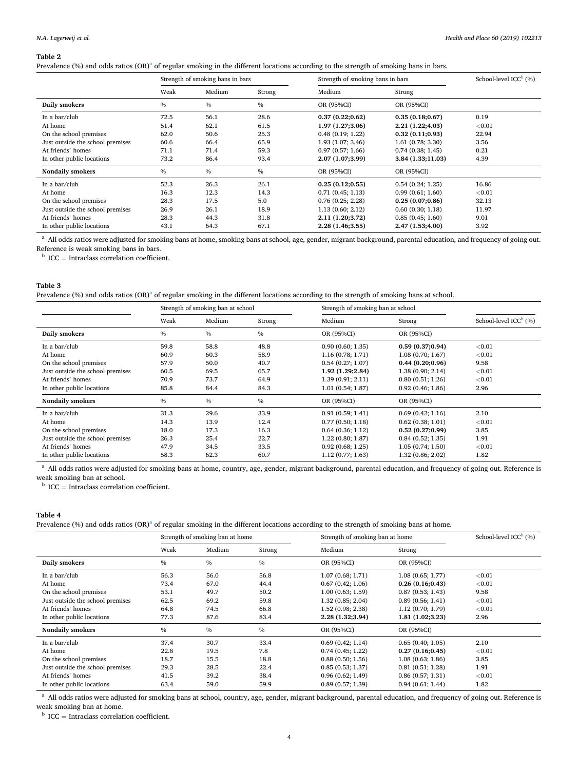**Table 2**

Prevalence (%) and odds ratios (OR)[a] of regular smoking in the different locations according to the strength of smoking bans in bars.

| | Strength of smoking bans in bars | | | Strength of smoking bans in bars | | School-level ICC[b] (%) |
|---|---|---|---|---|---|---|
| | Weak | Medium | Strong | Medium | Strong | |
| **Daily smokers** | % | % | % | OR (95%CI) | OR (95%CI) | |
| In a bar/club | 72.5 | 56.1 | 28.6 | **0.37 (0.22;0.62)** | **0.35 (0.18;0.67)** | 0.19 |
| At home | 51.4 | 62.1 | 61.5 | **1.97 (1.27;3.06)** | **2.21 (1.22;4.03)** | <0.01 |
| On the school premises | 62.0 | 50.6 | 25.3 | 0.48 (0.19; 1.22) | **0.32 (0.11;0.93)** | 22.94 |
| Just outside the school premises | 60.6 | 66.4 | 65.9 | 1.93 (1.07; 3.46) | 1.61 (0.78; 3.30) | 3.56 |
| At friends' homes | 71.1 | 71.4 | 59.3 | 0.97 (0.57; 1.66) | 0.74 (0.38; 1.45) | 0.21 |
| In other public locations | 73.2 | 86.4 | 93.4 | **2.07 (1.07;3.99)** | **3.84 (1.33;11.03)** | 4.39 |
| **Nondaily smokers** | % | % | % | OR (95%CI) | OR (95%CI) | |
| In a bar/club | 52.3 | 26.3 | 26.1 | **0.25 (0.12;0.55)** | 0.54 (0.24; 1.25) | 16.86 |
| At home | 16.3 | 12.3 | 14.3 | 0.71 (0.45; 1.13) | 0.99 (0.61; 1.60) | <0.01 |
| On the school premises | 28.3 | 17.5 | 5.0 | 0.76 (0.25; 2.28) | **0.25 (0.07;0.86)** | 32.13 |
| Just outside the school premises | 26.9 | 26.1 | 18.9 | 1.13 (0.60; 2.12) | 0.60 (0.30; 1.18) | 11.97 |
| At friends' homes | 28.3 | 44.3 | 31.8 | **2.11 (1.20;3.72)** | 0.85 (0.45; 1.60) | 9.01 |
| In other public locations | 43.1 | 64.3 | 67.1 | **2.28 (1.46;3.55)** | **2.47 (1.53;4.00)** | 3.92 |

[a] All odds ratios were adjusted for smoking bans at home, smoking bans at school, age, gender, migrant background, parental education, and frequency of going out. Reference is weak smoking bans in bars.

[b] ICC = Intraclass correlation coefficient.

**Table 3**

Prevalence (%) and odds ratios (OR)[a] of regular smoking in the different locations according to the strength of smoking bans at school.

| | Strength of smoking ban at school | | | Strength of smoking ban at school | | |
|---|---|---|---|---|---|---|
| | Weak | Medium | Strong | Medium | Strong | School-level ICC[b] (%) |
| **Daily smokers** | % | % | % | OR (95%CI) | OR (95%CI) | |
| In a bar/club | 59.8 | 58.8 | 48.8 | 0.90 (0.60; 1.35) | **0.59 (0.37;0.94)** | <0.01 |
| At home | 60.9 | 60.3 | 58.9 | 1.16 (0.78; 1.71) | 1.08 (0.70; 1.67) | <0.01 |
| On the school premises | 57.9 | 50.0 | 40.7 | 0.54 (0.27; 1.07) | **0.44 (0.20;0.96)** | 9.58 |
| Just outside the school premises | 60.5 | 69.5 | 65.7 | **1.92 (1.29;2.84)** | 1.38 (0.90; 2.14) | <0.01 |
| At friends' homes | 70.9 | 73.7 | 64.9 | 1.39 (0.91; 2.11) | 0.80 (0.51; 1.26) | <0.01 |
| In other public locations | 85.8 | 84.4 | 84.3 | 1.01 (0.54; 1.87) | 0.92 (0.46; 1.86) | 2.96 |
| **Nondaily smokers** | % | % | % | OR (95%CI) | OR (95%CI) | |
| In a bar/club | 31.3 | 29.6 | 33.9 | 0.91 (0.59; 1.41) | 0.69 (0.42; 1.16) | 2.10 |
| At home | 14.3 | 13.9 | 12.4 | 0.77 (0.50; 1.18) | 0.62 (0.38; 1.01) | <0.01 |
| On the school premises | 18.0 | 17.3 | 16.3 | 0.64 (0.36; 1.12) | **0.52 (0.27;0.99)** | 3.85 |
| Just outside the school premises | 26.3 | 25.4 | 22.7 | 1.22 (0.80; 1.87) | 0.84 (0.52; 1.35) | 1.91 |
| At friends' homes | 47.9 | 34.5 | 33.5 | 0.92 (0.68; 1.25) | 1.05 (0.74; 1.50) | <0.01 |
| In other public locations | 58.3 | 62.3 | 60.7 | 1.12 (0.77; 1.63) | 1.32 (0.86; 2.02) | 1.82 |

[a] All odds ratios were adjusted for smoking bans at home, country, age, gender, migrant background, parental education, and frequency of going out. Reference is weak smoking ban at school.

[b] ICC = Intraclass correlation coefficient.

**Table 4**

Prevalence (%) and odds ratios (OR)[a] of regular smoking in the different locations according to the strength of smoking bans at home.

| | Strength of smoking ban at home | | | Strength of smoking ban at home | | School-level ICC[b] (%) |
|---|---|---|---|---|---|---|
| | Weak | Medium | Strong | Medium | Strong | |
| **Daily smokers** | % | % | % | OR (95%CI) | OR (95%CI) | |
| In a bar/club | 56.3 | 56.0 | 56.8 | 1.07 (0.68; 1.71) | 1.08 (0.65; 1.77) | <0.01 |
| At home | 73.4 | 67.0 | 44.4 | 0.67 (0.42; 1.06) | **0.26 (0.16;0.43)** | <0.01 |
| On the school premises | 53.1 | 49.7 | 50.2 | 1.00 (0.63; 1.59) | 0.87 (0.53; 1.43) | 9.58 |
| Just outside the school premises | 62.5 | 69.2 | 59.8 | 1.32 (0.85; 2.04) | 0.89 (0.56; 1.41) | <0.01 |
| At friends' homes | 64.8 | 74.5 | 66.8 | 1.52 (0.98; 2.38) | 1.12 (0.70; 1.79) | <0.01 |
| In other public locations | 77.3 | 87.6 | 83.4 | **2.28 (1.32;3.94)** | **1.81 (1.02;3.23)** | 2.96 |
| **Nondaily smokers** | % | % | % | OR (95%CI) | OR (95%CI) | |
| In a bar/club | 37.4 | 30.7 | 33.4 | 0.69 (0.42; 1.14) | 0.65 (0.40; 1.05) | 2.10 |
| At home | 22.8 | 19.5 | 7.8 | 0.74 (0.45; 1.22) | **0.27 (0.16;0.45)** | <0.01 |
| On the school premises | 18.7 | 15.5 | 18.8 | 0.88 (0.50; 1.56) | 1.08 (0.63; 1.86) | 3.85 |
| Just outside the school premises | 29.3 | 28.5 | 22.4 | 0.85 (0.53; 1.37) | 0.81 (0.51; 1.28) | 1.91 |
| At friends' homes | 41.5 | 39.2 | 38.4 | 0.96 (0.62; 1.49) | 0.86 (0.57; 1.31) | <0.01 |
| In other public locations | 63.4 | 59.0 | 59.9 | 0.89 (0.57; 1.39) | 0.94 (0.61; 1.44) | 1.82 |

[a] All odds ratios were adjusted for smoking bans at school, country, age, gender, migrant background, parental education, and frequency of going out. Reference is weak smoking ban at home.

[b] ICC = Intraclass correlation coefficient.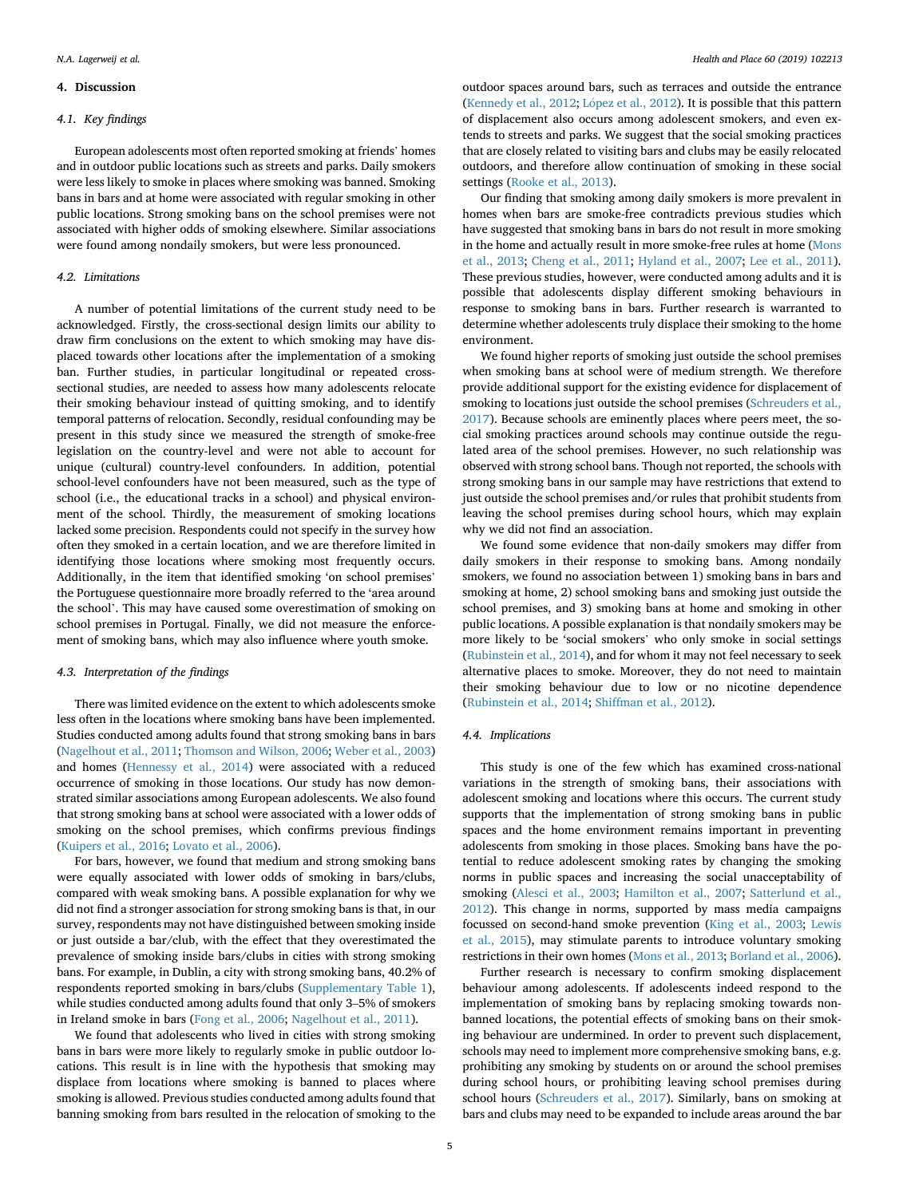## 4. Discussion

### 4.1. Key findings

European adolescents most often reported smoking at friends' homes and in outdoor public locations such as streets and parks. Daily smokers were less likely to smoke in places where smoking was banned. Smoking bans in bars and at home were associated with regular smoking in other public locations. Strong smoking bans on the school premises were not associated with higher odds of smoking elsewhere. Similar associations were found among nondaily smokers, but were less pronounced.

### 4.2. Limitations

A number of potential limitations of the current study need to be acknowledged. Firstly, the cross-sectional design limits our ability to draw firm conclusions on the extent to which smoking may have displaced towards other locations after the implementation of a smoking ban. Further studies, in particular longitudinal or repeated cross-sectional studies, are needed to assess how many adolescents relocate their smoking behaviour instead of quitting smoking, and to identify temporal patterns of relocation. Secondly, residual confounding may be present in this study since we measured the strength of smoke-free legislation on the country-level and were not able to account for unique (cultural) country-level confounders. In addition, potential school-level confounders have not been measured, such as the type of school (i.e., the educational tracks in a school) and physical environment of the school. Thirdly, the measurement of smoking locations lacked some precision. Respondents could not specify in the survey how often they smoked in a certain location, and we are therefore limited in identifying those locations where smoking most frequently occurs. Additionally, in the item that identified smoking 'on school premises' the Portuguese questionnaire more broadly referred to the 'area around the school'. This may have caused some overestimation of smoking on school premises in Portugal. Finally, we did not measure the enforcement of smoking bans, which may also influence where youth smoke.

### 4.3. Interpretation of the findings

There was limited evidence on the extent to which adolescents smoke less often in the locations where smoking bans have been implemented. Studies conducted among adults found that strong smoking bans in bars (Nagelhout et al., 2011; Thomson and Wilson, 2006; Weber et al., 2003) and homes (Hennessy et al., 2014) were associated with a reduced occurrence of smoking in those locations. Our study has now demonstrated similar associations among European adolescents. We also found that strong smoking bans at school were associated with a lower odds of smoking on the school premises, which confirms previous findings (Kuipers et al., 2016; Lovato et al., 2006).

For bars, however, we found that medium and strong smoking bans were equally associated with lower odds of smoking in bars/clubs, compared with weak smoking bans. A possible explanation for why we did not find a stronger association for strong smoking bans is that, in our survey, respondents may not have distinguished between smoking inside or just outside a bar/club, with the effect that they overestimated the prevalence of smoking inside bars/clubs in cities with strong smoking bans. For example, in Dublin, a city with strong smoking bans, 40.2% of respondents reported smoking in bars/clubs (Supplementary Table 1), while studies conducted among adults found that only 3–5% of smokers in Ireland smoke in bars (Fong et al., 2006; Nagelhout et al., 2011).

We found that adolescents who lived in cities with strong smoking bans in bars were more likely to regularly smoke in public outdoor locations. This result is in line with the hypothesis that smoking may displace from locations where smoking is banned to places where smoking is allowed. Previous studies conducted among adults found that banning smoking from bars resulted in the relocation of smoking to the outdoor spaces around bars, such as terraces and outside the entrance (Kennedy et al., 2012; López et al., 2012). It is possible that this pattern of displacement also occurs among adolescent smokers, and even extends to streets and parks. We suggest that the social smoking practices that are closely related to visiting bars and clubs may be easily relocated outdoors, and therefore allow continuation of smoking in these social settings (Rooke et al., 2013).

Our finding that smoking among daily smokers is more prevalent in homes when bars are smoke-free contradicts previous studies which have suggested that smoking bans in bars do not result in more smoking in the home and actually result in more smoke-free rules at home (Mons et al., 2013; Cheng et al., 2011; Hyland et al., 2007; Lee et al., 2011). These previous studies, however, were conducted among adults and it is possible that adolescents display different smoking behaviours in response to smoking bans in bars. Further research is warranted to determine whether adolescents truly displace their smoking to the home environment.

We found higher reports of smoking just outside the school premises when smoking bans at school were of medium strength. We therefore provide additional support for the existing evidence for displacement of smoking to locations just outside the school premises (Schreuders et al., 2017). Because schools are eminently places where peers meet, the social smoking practices around schools may continue outside the regulated area of the school premises. However, no such relationship was observed with strong school bans. Though not reported, the schools with strong smoking bans in our sample may have restrictions that extend to just outside the school premises and/or rules that prohibit students from leaving the school premises during school hours, which may explain why we did not find an association.

We found some evidence that non-daily smokers may differ from daily smokers in their response to smoking bans. Among nondaily smokers, we found no association between 1) smoking bans in bars and smoking at home, 2) school smoking bans and smoking just outside the school premises, and 3) smoking bans at home and smoking in other public locations. A possible explanation is that nondaily smokers may be more likely to be 'social smokers' who only smoke in social settings (Rubinstein et al., 2014), and for whom it may not feel necessary to seek alternative places to smoke. Moreover, they do not need to maintain their smoking behaviour due to low or no nicotine dependence (Rubinstein et al., 2014; Shiffman et al., 2012).

### 4.4. Implications

This study is one of the few which has examined cross-national variations in the strength of smoking bans, their associations with adolescent smoking and locations where this occurs. The current study supports that the implementation of strong smoking bans in public spaces and the home environment remains important in preventing adolescents from smoking in those places. Smoking bans have the potential to reduce adolescent smoking rates by changing the smoking norms in public spaces and increasing the social unacceptability of smoking (Alesci et al., 2003; Hamilton et al., 2007; Satterlund et al., 2012). This change in norms, supported by mass media campaigns focussed on second-hand smoke prevention (King et al., 2003; Lewis et al., 2015), may stimulate parents to introduce voluntary smoking restrictions in their own homes (Mons et al., 2013; Borland et al., 2006).

Further research is necessary to confirm smoking displacement behaviour among adolescents. If adolescents indeed respond to the implementation of smoking bans by replacing smoking towards non-banned locations, the potential effects of smoking bans on their smoking behaviour are undermined. In order to prevent such displacement, schools may need to implement more comprehensive smoking bans, e.g. prohibiting any smoking by students on or around the school premises during school hours, or prohibiting leaving school premises during school hours (Schreuders et al., 2017). Similarly, bans on smoking at bars and clubs may need to be expanded to include areas around the bar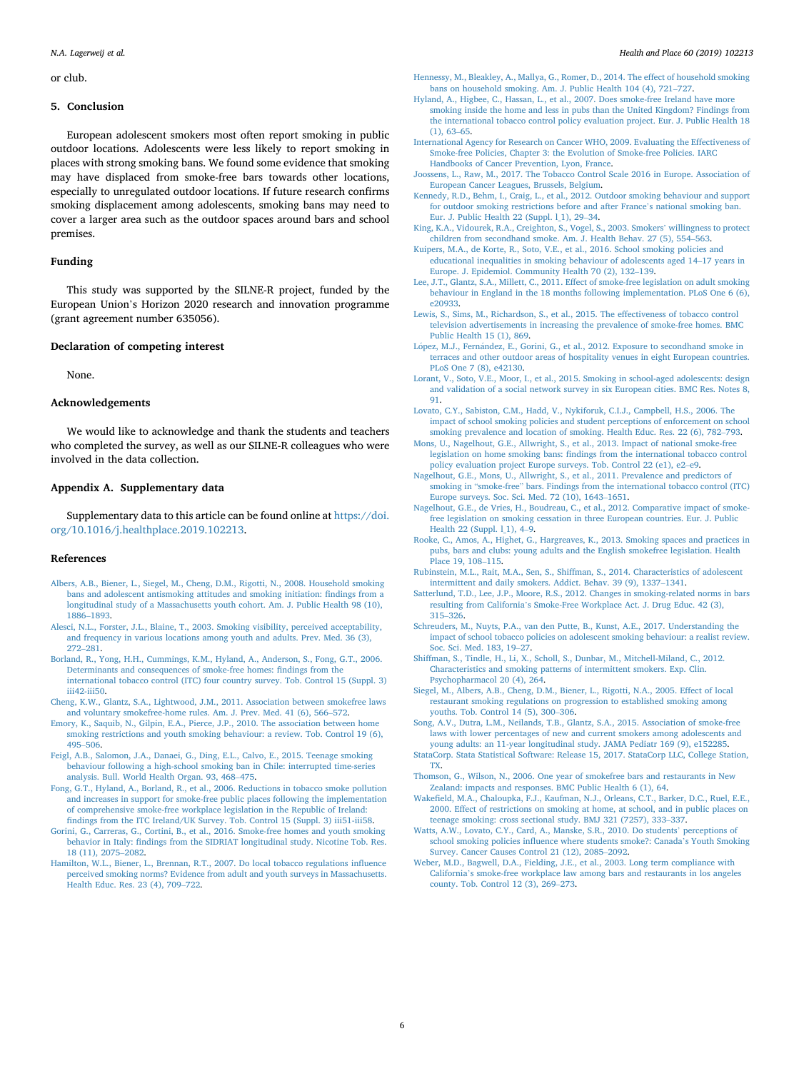or club.

## 5. Conclusion

European adolescent smokers most often report smoking in public outdoor locations. Adolescents were less likely to report smoking in places with strong smoking bans. We found some evidence that smoking may have displaced from smoke-free bars towards other locations, especially to unregulated outdoor locations. If future research confirms smoking displacement among adolescents, smoking bans may need to cover a larger area such as the outdoor spaces around bars and school premises.

## Funding

This study was supported by the SILNE-R project, funded by the European Union's Horizon 2020 research and innovation programme (grant agreement number 635056).

## Declaration of competing interest

None.

## Acknowledgements

We would like to acknowledge and thank the students and teachers who completed the survey, as well as our SILNE-R colleagues who were involved in the data collection.

## Appendix A. Supplementary data

Supplementary data to this article can be found online at https://doi.org/10.1016/j.healthplace.2019.102213.

## References

Albers, A.B., Biener, L., Siegel, M., Cheng, D.M., Rigotti, N., 2008. Household smoking bans and adolescent antismoking attitudes and smoking initiation: findings from a longitudinal study of a Massachusetts youth cohort. Am. J. Public Health 98 (10), 1886–1893.

Alesci, N.L., Forster, J.L., Blaine, T., 2003. Smoking visibility, perceived acceptability, and frequency in various locations among youth and adults. Prev. Med. 36 (3), 272–281.

Borland, R., Yong, H.H., Cummings, K.M., Hyland, A., Anderson, S., Fong, G.T., 2006. Determinants and consequences of smoke-free homes: findings from the international tobacco control (ITC) four country survey. Tob. Control 15 (Suppl. 3) iii42-iii50.

Cheng, K.W., Glantz, S.A., Lightwood, J.M., 2011. Association between smokefree laws and voluntary smokefree-home rules. Am. J. Prev. Med. 41 (6), 566–572.

Emory, K., Saquib, N., Gilpin, E.A., Pierce, J.P., 2010. The association between home smoking restrictions and youth smoking behaviour: a review. Tob. Control 19 (6), 495–506.

Feigl, A.B., Salomon, J.A., Danaei, G., Ding, E.L., Calvo, E., 2015. Teenage smoking behaviour following a high-school smoking ban in Chile: interrupted time-series analysis. Bull. World Health Organ. 93, 468–475.

Fong, G.T., Hyland, A., Borland, R., et al., 2006. Reductions in tobacco smoke pollution and increases in support for smoke-free public places following the implementation of comprehensive smoke-free workplace legislation in the Republic of Ireland: findings from the ITC Ireland/UK Survey. Tob. Control 15 (Suppl. 3) iii51-iii58.

Gorini, G., Carreras, G., Cortini, B., et al., 2016. Smoke-free homes and youth smoking behavior in Italy: findings from the SIDRIAT longitudinal study. Nicotine Tob. Res. 18 (11), 2075–2082.

Hamilton, W.L., Biener, L., Brennan, R.T., 2007. Do local tobacco regulations influence perceived smoking norms? Evidence from adult and youth surveys in Massachusetts. Health Educ. Res. 23 (4), 709–722.

Hennessy, M., Bleakley, A., Mallya, G., Romer, D., 2014. The effect of household smoking bans on household smoking. Am. J. Public Health 104 (4), 721–727.

Hyland, A., Higbee, C., Hassan, L., et al., 2007. Does smoke-free Ireland have more smoking inside the home and less in pubs than the United Kingdom? Findings from the international tobacco control policy evaluation project. Eur. J. Public Health 18 (1), 63–65.

International Agency for Research on Cancer WHO, 2009. Evaluating the Effectiveness of Smoke-free Policies, Chapter 3: the Evolution of Smoke-free Policies. IARC Handbooks of Cancer Prevention, Lyon, France.

Joossens, L., Raw, M., 2017. The Tobacco Control Scale 2016 in Europe. Association of European Cancer Leagues, Brussels, Belgium.

Kennedy, R.D., Behm, I., Craig, L., et al., 2012. Outdoor smoking behaviour and support for outdoor smoking restrictions before and after France's national smoking ban. Eur. J. Public Health 22 (Suppl. l_1), 29–34.

King, K.A., Vidourek, R.A., Creighton, S., Vogel, S., 2003. Smokers' willingness to protect children from secondhand smoke. Am. J. Health Behav. 27 (5), 554–563.

Kuipers, M.A., de Korte, R., Soto, V.E., et al., 2016. School smoking policies and educational inequalities in smoking behaviour of adolescents aged 14–17 years in Europe. J. Epidemiol. Community Health 70 (2), 132–139.

Lee, J.T., Glantz, S.A., Millett, C., 2011. Effect of smoke-free legislation on adult smoking behaviour in England in the 18 months following implementation. PLoS One 6 (6), e20933.

Lewis, S., Sims, M., Richardson, S., et al., 2015. The effectiveness of tobacco control television advertisements in increasing the prevalence of smoke-free homes. BMC Public Health 15 (1), 869.

López, M.J., Fernández, E., Gorini, G., et al., 2012. Exposure to secondhand smoke in terraces and other outdoor areas of hospitality venues in eight European countries. PLoS One 7 (8), e42130.

Lorant, V., Soto, V.E., Moor, I., et al., 2015. Smoking in school-aged adolescents: design and validation of a social network survey in six European cities. BMC Res. Notes 8, 91.

Lovato, C.Y., Sabiston, C.M., Hadd, V., Nykiforuk, C.I.J., Campbell, H.S., 2006. The impact of school smoking policies and student perceptions of enforcement on school smoking prevalence and location of smoking. Health Educ. Res. 22 (6), 782–793.

Mons, U., Nagelhout, G.E., Allwright, S., et al., 2013. Impact of national smoke-free legislation on home smoking bans: findings from the international tobacco control policy evaluation project Europe surveys. Tob. Control 22 (e1), e2–e9.

Nagelhout, G.E., Mons, U., Allwright, S., et al., 2011. Prevalence and predictors of smoking in "smoke-free" bars. Findings from the international tobacco control (ITC) Europe surveys. Soc. Sci. Med. 72 (10), 1643–1651.

Nagelhout, G.E., de Vries, H., Boudreau, C., et al., 2012. Comparative impact of smoke-free legislation on smoking cessation in three European countries. Eur. J. Public Health 22 (Suppl. l_1), 4–9.

Rooke, C., Amos, A., Highet, G., Hargreaves, K., 2013. Smoking spaces and practices in pubs, bars and clubs: young adults and the English smokefree legislation. Health Place 19, 108–115.

Rubinstein, M.L., Rait, M.A., Sen, S., Shiffman, S., 2014. Characteristics of adolescent intermittent and daily smokers. Addict. Behav. 39 (9), 1337–1341.

Satterlund, T.D., Lee, J.P., Moore, R.S., 2012. Changes in smoking-related norms in bars resulting from California's Smoke-Free Workplace Act. J. Drug Educ. 42 (3), 315–326.

Schreuders, M., Nuyts, P.A., van den Putte, B., Kunst, A.E., 2017. Understanding the impact of school tobacco policies on adolescent smoking behaviour: a realist review. Soc. Sci. Med. 183, 19–27.

Shiffman, S., Tindle, H., Li, X., Scholl, S., Dunbar, M., Mitchell-Miland, C., 2012. Characteristics and smoking patterns of intermittent smokers. Exp. Clin. Psychopharmacol 20 (4), 264.

Siegel, M., Albers, A.B., Cheng, D.M., Biener, L., Rigotti, N.A., 2005. Effect of local restaurant smoking regulations on progression to established smoking among youths. Tob. Control 14 (5), 300–306.

Song, A.V., Dutra, L.M., Neilands, T.B., Glantz, S.A., 2015. Association of smoke-free laws with lower percentages of new and current smokers among adolescents and young adults: an 11-year longitudinal study. JAMA Pediatr 169 (9), e152285.

StataCorp. Stata Statistical Software: Release 15, 2017. StataCorp LLC, College Station, TX.

Thomson, G., Wilson, N., 2006. One year of smokefree bars and restaurants in New Zealand: impacts and responses. BMC Public Health 6 (1), 64.

Wakefield, M.A., Chaloupka, F.J., Kaufman, N.J., Orleans, C.T., Barker, D.C., Ruel, E.E., 2000. Effect of restrictions on smoking at home, at school, and in public places on teenage smoking: cross sectional study. BMJ 321 (7257), 333–337.

Watts, A.W., Lovato, C.Y., Card, A., Manske, S.R., 2010. Do students' perceptions of school smoking policies influence where students smoke?: Canada's Youth Smoking Survey. Cancer Causes Control 21 (12), 2085–2092.

Weber, M.D., Bagwell, D.A., Fielding, J.E., et al., 2003. Long term compliance with California's smoke-free workplace law among bars and restaurants in los angeles county. Tob. Control 12 (3), 269–273.